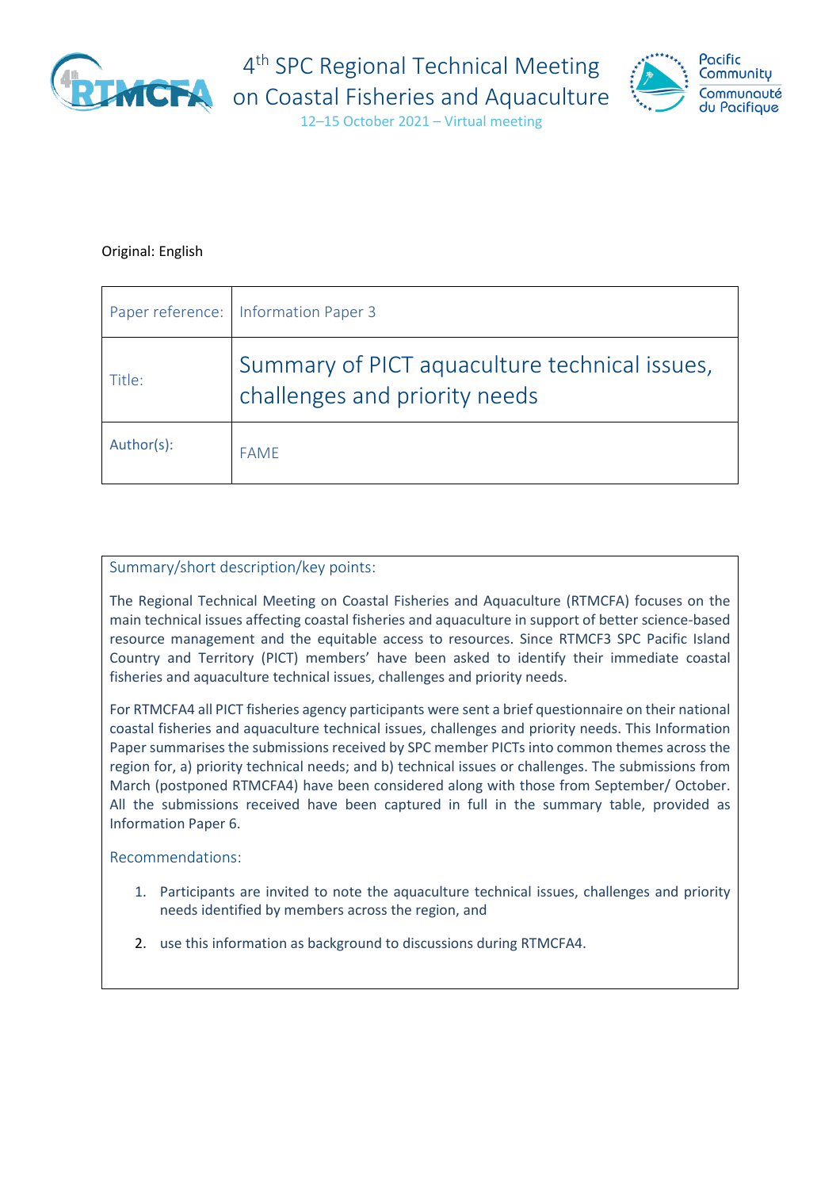# 4th SPC Regional Technical Meeting on Coastal Fisheries and Aquaculture

12–15 October 2021 – Virtual meeting

Original: English

| Paper reference: | Information Paper 3 |
|---|---|
| Title: | Summary of PICT aquaculture technical issues, challenges and priority needs |
| Author(s): | FAME |

### Summary/short description/key points:

The Regional Technical Meeting on Coastal Fisheries and Aquaculture (RTMCFA) focuses on the main technical issues affecting coastal fisheries and aquaculture in support of better science-based resource management and the equitable access to resources. Since RTMCF3 SPC Pacific Island Country and Territory (PICT) members' have been asked to identify their immediate coastal fisheries and aquaculture technical issues, challenges and priority needs.

For RTMCFA4 all PICT fisheries agency participants were sent a brief questionnaire on their national coastal fisheries and aquaculture technical issues, challenges and priority needs. This Information Paper summarises the submissions received by SPC member PICTs into common themes across the region for, a) priority technical needs; and b) technical issues or challenges. The submissions from March (postponed RTMCFA4) have been considered along with those from September/ October. All the submissions received have been captured in full in the summary table, provided as Information Paper 6.

### Recommendations:

1. Participants are invited to note the aquaculture technical issues, challenges and priority needs identified by members across the region, and
2. use this information as background to discussions during RTMCFA4.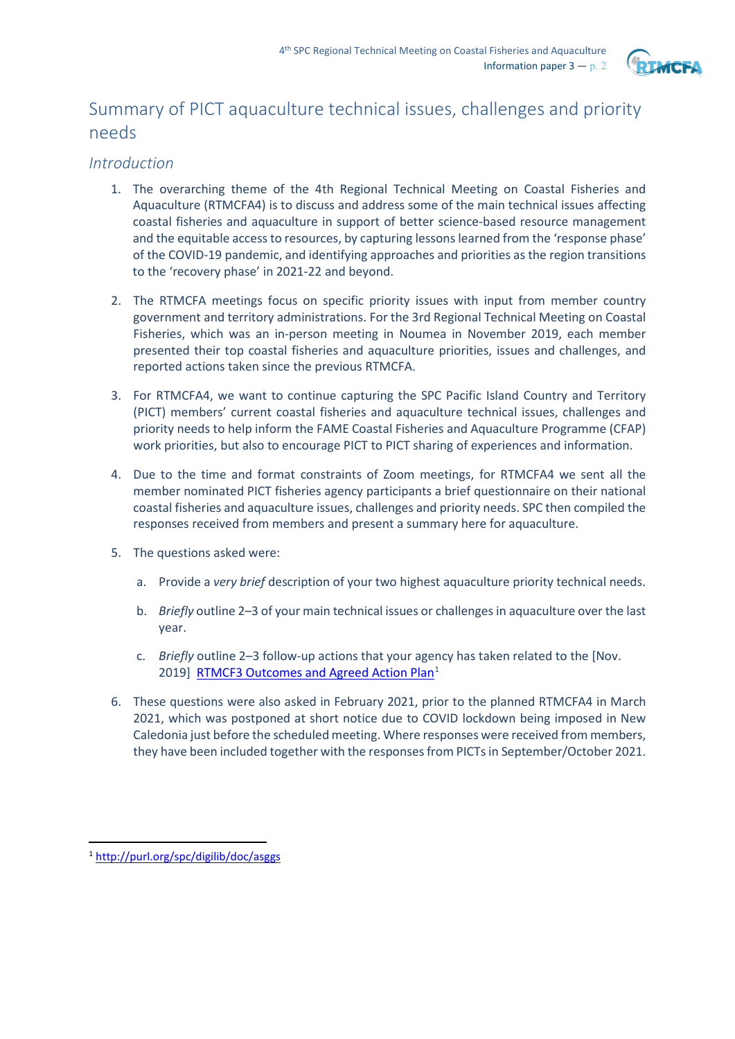# Summary of PICT aquaculture technical issues, challenges and priority needs

## *Introduction*

1. The overarching theme of the 4th Regional Technical Meeting on Coastal Fisheries and Aquaculture (RTMCFA4) is to discuss and address some of the main technical issues affecting coastal fisheries and aquaculture in support of better science-based resource management and the equitable access to resources, by capturing lessons learned from the 'response phase' of the COVID-19 pandemic, and identifying approaches and priorities as the region transitions to the 'recovery phase' in 2021-22 and beyond.

2. The RTMCFA meetings focus on specific priority issues with input from member country government and territory administrations. For the 3rd Regional Technical Meeting on Coastal Fisheries, which was an in-person meeting in Noumea in November 2019, each member presented their top coastal fisheries and aquaculture priorities, issues and challenges, and reported actions taken since the previous RTMCFA.

3. For RTMCFA4, we want to continue capturing the SPC Pacific Island Country and Territory (PICT) members' current coastal fisheries and aquaculture technical issues, challenges and priority needs to help inform the FAME Coastal Fisheries and Aquaculture Programme (CFAP) work priorities, but also to encourage PICT to PICT sharing of experiences and information.

4. Due to the time and format constraints of Zoom meetings, for RTMCFA4 we sent all the member nominated PICT fisheries agency participants a brief questionnaire on their national coastal fisheries and aquaculture issues, challenges and priority needs. SPC then compiled the responses received from members and present a summary here for aquaculture.

5. The questions asked were:

   a. Provide a *very brief* description of your two highest aquaculture priority technical needs.

   b. *Briefly* outline 2–3 of your main technical issues or challenges in aquaculture over the last year.

   c. *Briefly* outline 2–3 follow-up actions that your agency has taken related to the [Nov. 2019] RTMCF3 Outcomes and Agreed Action Plan[1]

6. These questions were also asked in February 2021, prior to the planned RTMCFA4 in March 2021, which was postponed at short notice due to COVID lockdown being imposed in New Caledonia just before the scheduled meeting. Where responses were received from members, they have been included together with the responses from PICTs in September/October 2021.

[1] http://purl.org/spc/digilib/doc/asggs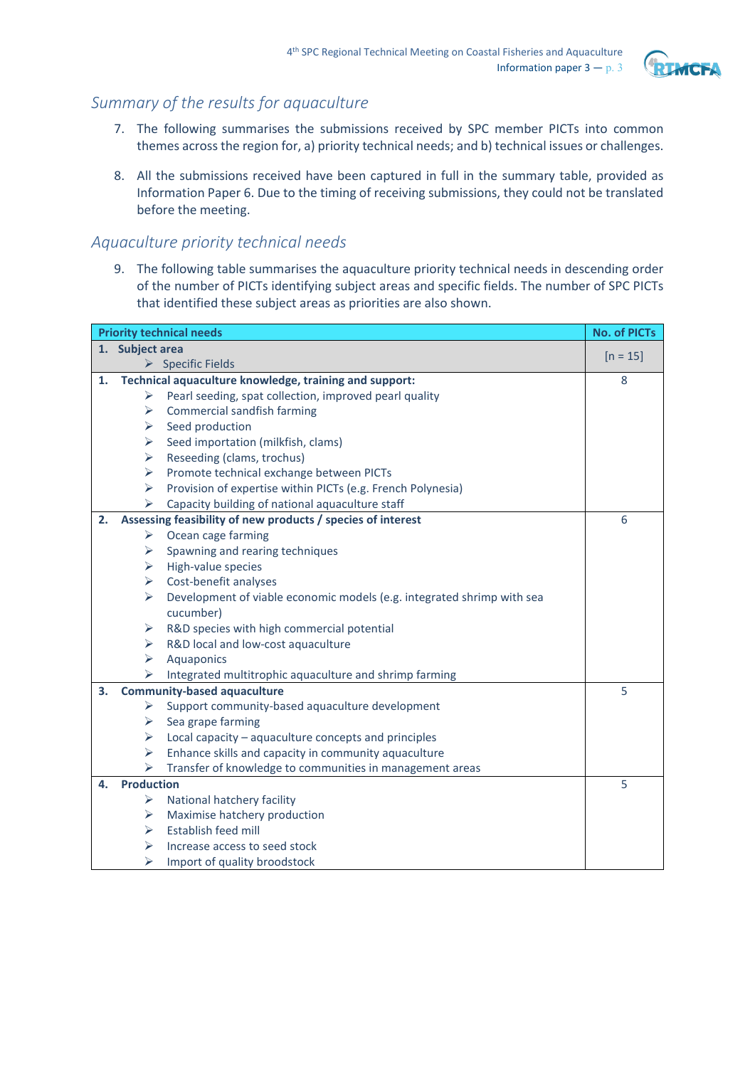## Summary of the results for aquaculture

7. The following summarises the submissions received by SPC member PICTs into common themes across the region for, a) priority technical needs; and b) technical issues or challenges.

8. All the submissions received have been captured in full in the summary table, provided as Information Paper 6. Due to the timing of receiving submissions, they could not be translated before the meeting.

## Aquaculture priority technical needs

9. The following table summarises the aquaculture priority technical needs in descending order of the number of PICTs identifying subject areas and specific fields. The number of SPC PICTs that identified these subject areas as priorities are also shown.

| Priority technical needs | No. of PICTs |
|---|---|
| **1. Subject area**<br>➢ Specific Fields | [n = 15] |
| **1. Technical aquaculture knowledge, training and support:**<br>➢ Pearl seeding, spat collection, improved pearl quality<br>➢ Commercial sandfish farming<br>➢ Seed production<br>➢ Seed importation (milkfish, clams)<br>➢ Reseeding (clams, trochus)<br>➢ Promote technical exchange between PICTs<br>➢ Provision of expertise within PICTs (e.g. French Polynesia)<br>➢ Capacity building of national aquaculture staff | 8 |
| **2. Assessing feasibility of new products / species of interest**<br>➢ Ocean cage farming<br>➢ Spawning and rearing techniques<br>➢ High-value species<br>➢ Cost-benefit analyses<br>➢ Development of viable economic models (e.g. integrated shrimp with sea cucumber)<br>➢ R&D species with high commercial potential<br>➢ R&D local and low-cost aquaculture<br>➢ Aquaponics<br>➢ Integrated multitrophic aquaculture and shrimp farming | 6 |
| **3. Community-based aquaculture**<br>➢ Support community-based aquaculture development<br>➢ Sea grape farming<br>➢ Local capacity – aquaculture concepts and principles<br>➢ Enhance skills and capacity in community aquaculture<br>➢ Transfer of knowledge to communities in management areas | 5 |
| **4. Production**<br>➢ National hatchery facility<br>➢ Maximise hatchery production<br>➢ Establish feed mill<br>➢ Increase access to seed stock<br>➢ Import of quality broodstock | 5 |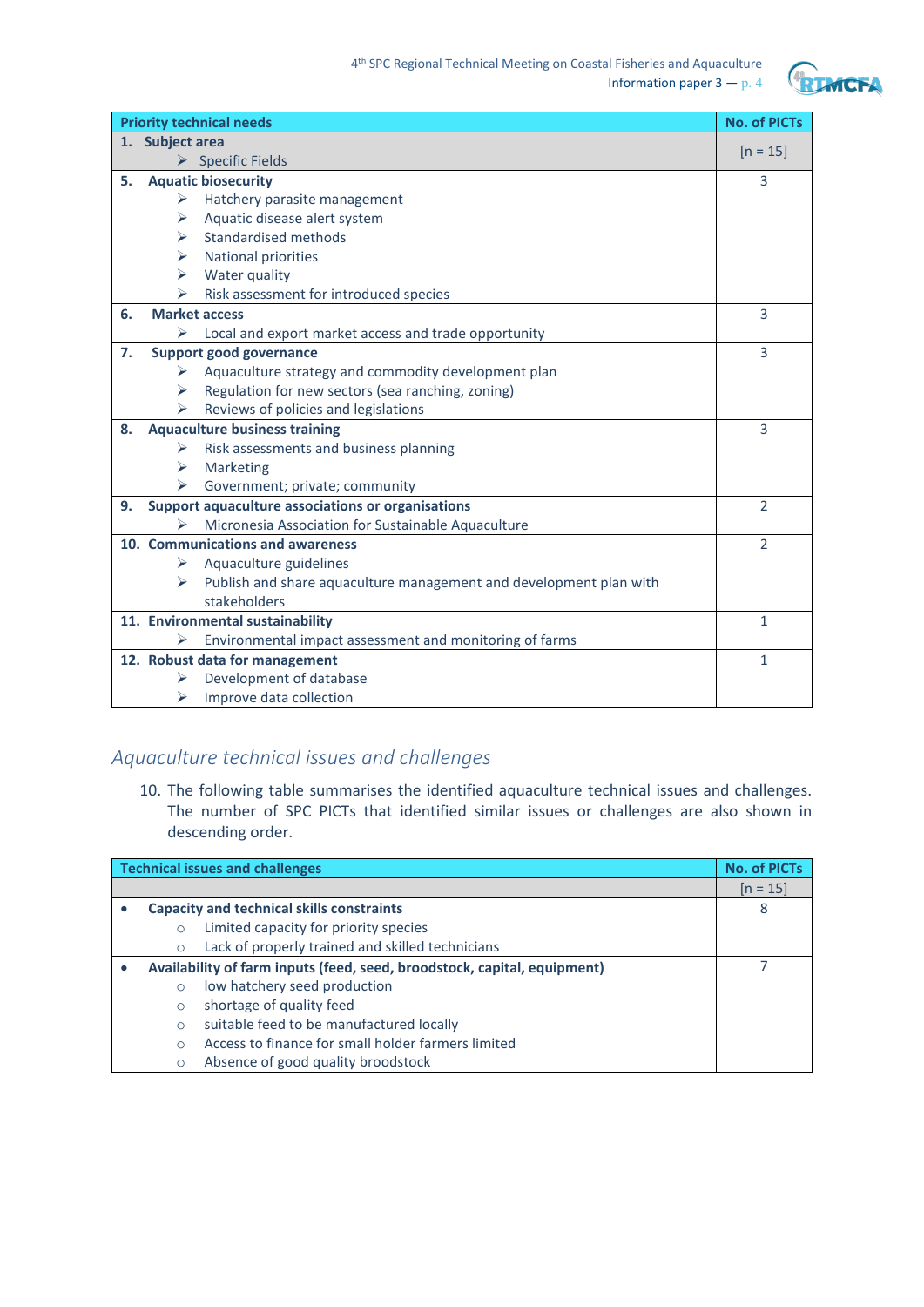| Priority technical needs | No. of PICTs |
|---|---|
| **1. Subject area**<br>➢ Specific Fields | [n = 15] |
| **5. Aquatic biosecurity**<br>➢ Hatchery parasite management<br>➢ Aquatic disease alert system<br>➢ Standardised methods<br>➢ National priorities<br>➢ Water quality<br>➢ Risk assessment for introduced species | 3 |
| **6. Market access**<br>➢ Local and export market access and trade opportunity | 3 |
| **7. Support good governance**<br>➢ Aquaculture strategy and commodity development plan<br>➢ Regulation for new sectors (sea ranching, zoning)<br>➢ Reviews of policies and legislations | 3 |
| **8. Aquaculture business training**<br>➢ Risk assessments and business planning<br>➢ Marketing<br>➢ Government; private; community | 3 |
| **9. Support aquaculture associations or organisations**<br>➢ Micronesia Association for Sustainable Aquaculture | 2 |
| **10. Communications and awareness**<br>➢ Aquaculture guidelines<br>➢ Publish and share aquaculture management and development plan with stakeholders | 2 |
| **11. Environmental sustainability**<br>➢ Environmental impact assessment and monitoring of farms | 1 |
| **12. Robust data for management**<br>➢ Development of database<br>➢ Improve data collection | 1 |

## *Aquaculture technical issues and challenges*

10. The following table summarises the identified aquaculture technical issues and challenges. The number of SPC PICTs that identified similar issues or challenges are also shown in descending order.

| Technical issues and challenges | No. of PICTs |
|---|---|
| | [n = 15] |
| • **Capacity and technical skills constraints**<br>○ Limited capacity for priority species<br>○ Lack of properly trained and skilled technicians | 8 |
| • **Availability of farm inputs (feed, seed, broodstock, capital, equipment)**<br>○ low hatchery seed production<br>○ shortage of quality feed<br>○ suitable feed to be manufactured locally<br>○ Access to finance for small holder farmers limited<br>○ Absence of good quality broodstock | 7 |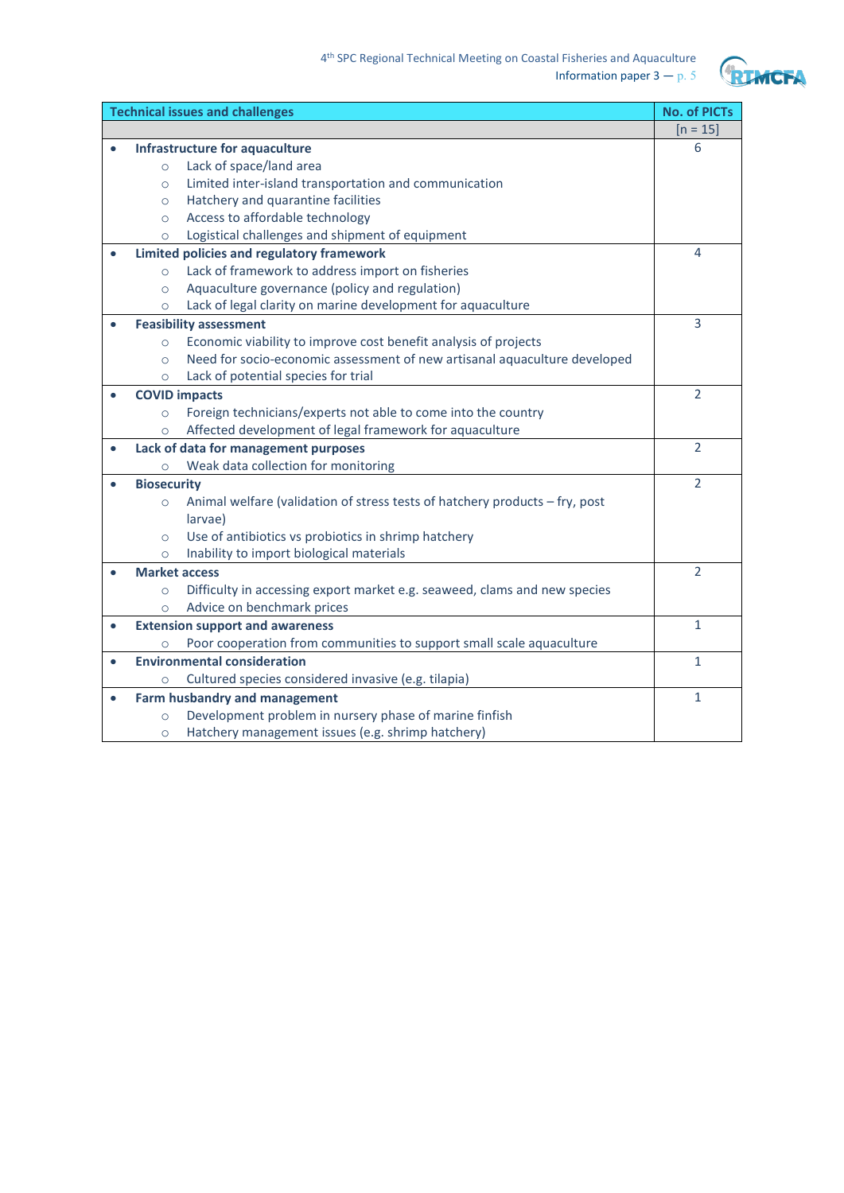| Technical issues and challenges | No. of PICTs |
|---|---|
| | [n = 15] |
| • **Infrastructure for aquaculture**<br>○ Lack of space/land area<br>○ Limited inter-island transportation and communication<br>○ Hatchery and quarantine facilities<br>○ Access to affordable technology<br>○ Logistical challenges and shipment of equipment | 6 |
| • **Limited policies and regulatory framework**<br>○ Lack of framework to address import on fisheries<br>○ Aquaculture governance (policy and regulation)<br>○ Lack of legal clarity on marine development for aquaculture | 4 |
| • **Feasibility assessment**<br>○ Economic viability to improve cost benefit analysis of projects<br>○ Need for socio-economic assessment of new artisanal aquaculture developed<br>○ Lack of potential species for trial | 3 |
| • **COVID impacts**<br>○ Foreign technicians/experts not able to come into the country<br>○ Affected development of legal framework for aquaculture | 2 |
| • **Lack of data for management purposes**<br>○ Weak data collection for monitoring | 2 |
| • **Biosecurity**<br>○ Animal welfare (validation of stress tests of hatchery products – fry, post larvae)<br>○ Use of antibiotics vs probiotics in shrimp hatchery<br>○ Inability to import biological materials | 2 |
| • **Market access**<br>○ Difficulty in accessing export market e.g. seaweed, clams and new species<br>○ Advice on benchmark prices | 2 |
| • **Extension support and awareness**<br>○ Poor cooperation from communities to support small scale aquaculture | 1 |
| • **Environmental consideration**<br>○ Cultured species considered invasive (e.g. tilapia) | 1 |
| • **Farm husbandry and management**<br>○ Development problem in nursery phase of marine finfish<br>○ Hatchery management issues (e.g. shrimp hatchery) | 1 |